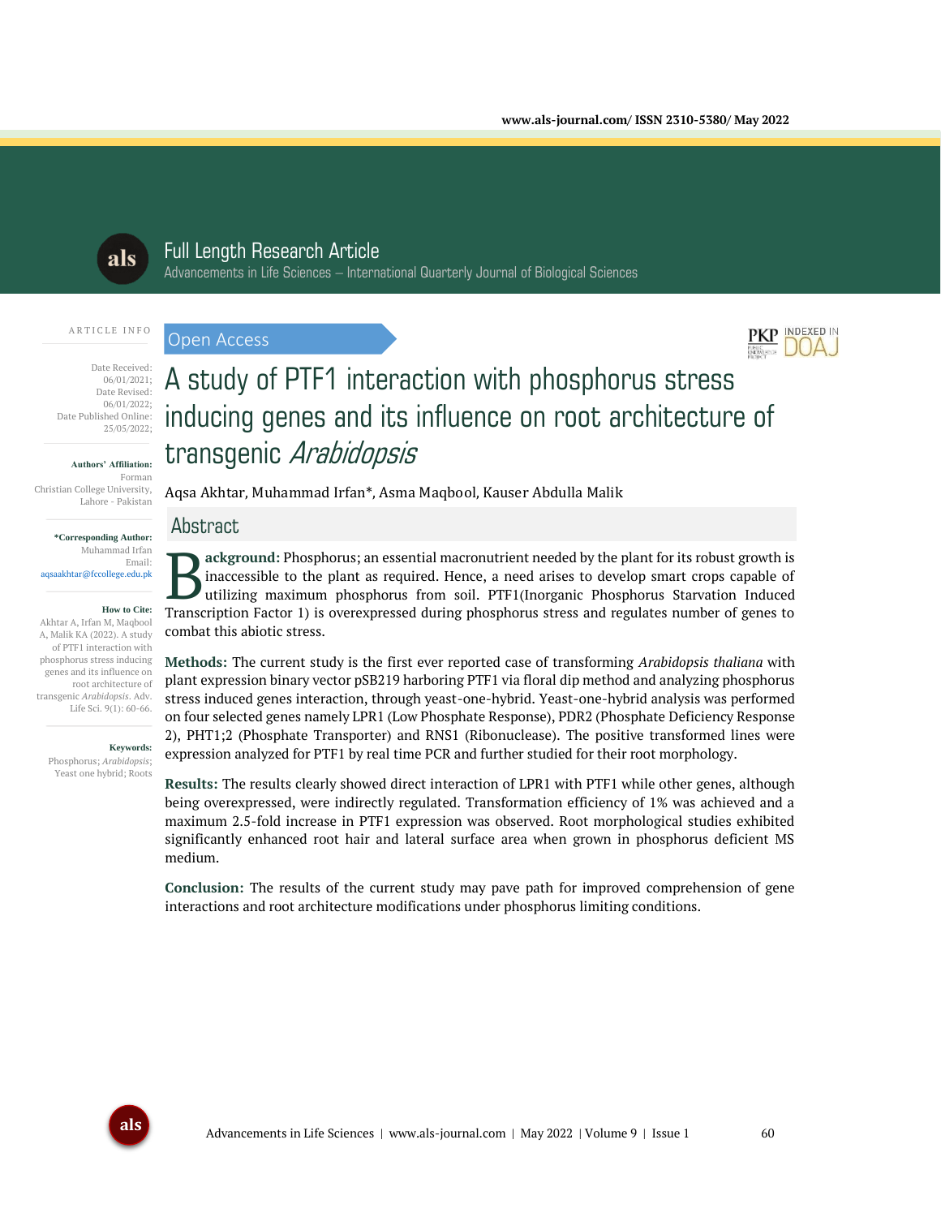Full Length Research Article

Advancements in Life Sciences – International Quarterly Journal of Biological Sciences

ARTICLE INFO

Date Received: 06/01/2021;
Date Revised: 06/01/2022;
Date Published Online: 25/05/2022;

**Authors' Affiliation:**
Forman Christian College University, Lahore - Pakistan

***Corresponding Author:**
Muhammad Irfan
Email: aqsaakhtar@fccollege.edu.pk

**How to Cite:**
Akhtar A, Irfan M, Maqbool A, Malik KA (2022). A study of PTF1 interaction with phosphorus stress inducing genes and its influence on root architecture of transgenic *Arabidopsis*. Adv. Life Sci. 9(1): 60-66.

**Keywords:**
Phosphorus; *Arabidopsis*; Yeast one hybrid; Roots

Open Access

# A study of PTF1 interaction with phosphorus stress inducing genes and its influence on root architecture of transgenic *Arabidopsis*

Aqsa Akhtar, Muhammad Irfan*, Asma Maqbool, Kauser Abdulla Malik

## Abstract

**Background:** Phosphorus; an essential macronutrient needed by the plant for its robust growth is inaccessible to the plant as required. Hence, a need arises to develop smart crops capable of utilizing maximum phosphorus from soil. PTF1(Inorganic Phosphorus Starvation Induced Transcription Factor 1) is overexpressed during phosphorus stress and regulates number of genes to combat this abiotic stress.

**Methods:** The current study is the first ever reported case of transforming *Arabidopsis thaliana* with plant expression binary vector pSB219 harboring PTF1 via floral dip method and analyzing phosphorus stress induced genes interaction, through yeast-one-hybrid. Yeast-one-hybrid analysis was performed on four selected genes namely LPR1 (Low Phosphate Response), PDR2 (Phosphate Deficiency Response 2), PHT1;2 (Phosphate Transporter) and RNS1 (Ribonuclease). The positive transformed lines were expression analyzed for PTF1 by real time PCR and further studied for their root morphology.

**Results:** The results clearly showed direct interaction of LPR1 with PTF1 while other genes, although being overexpressed, were indirectly regulated. Transformation efficiency of 1% was achieved and a maximum 2.5-fold increase in PTF1 expression was observed. Root morphological studies exhibited significantly enhanced root hair and lateral surface area when grown in phosphorus deficient MS medium.

**Conclusion:** The results of the current study may pave path for improved comprehension of gene interactions and root architecture modifications under phosphorus limiting conditions.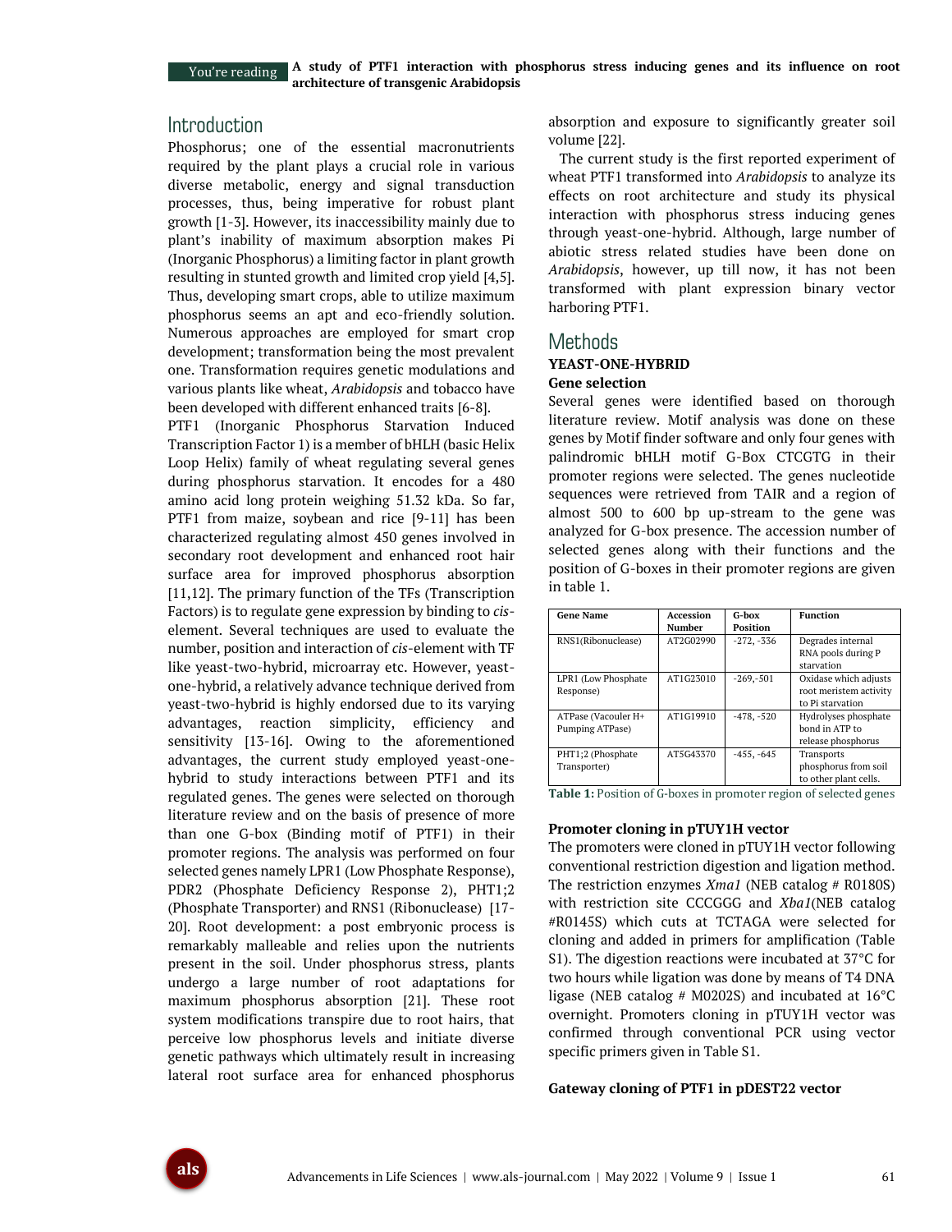## Introduction

Phosphorus; one of the essential macronutrients required by the plant plays a crucial role in various diverse metabolic, energy and signal transduction processes, thus, being imperative for robust plant growth [1-3]. However, its inaccessibility mainly due to plant's inability of maximum absorption makes Pi (Inorganic Phosphorus) a limiting factor in plant growth resulting in stunted growth and limited crop yield [4,5]. Thus, developing smart crops, able to utilize maximum phosphorus seems an apt and eco-friendly solution. Numerous approaches are employed for smart crop development; transformation being the most prevalent one. Transformation requires genetic modulations and various plants like wheat, *Arabidopsis* and tobacco have been developed with different enhanced traits [6-8].

PTF1 (Inorganic Phosphorus Starvation Induced Transcription Factor 1) is a member of bHLH (basic Helix Loop Helix) family of wheat regulating several genes during phosphorus starvation. It encodes for a 480 amino acid long protein weighing 51.32 kDa. So far, PTF1 from maize, soybean and rice [9-11] has been characterized regulating almost 450 genes involved in secondary root development and enhanced root hair surface area for improved phosphorus absorption [11,12]. The primary function of the TFs (Transcription Factors) is to regulate gene expression by binding to *cis*-element. Several techniques are used to evaluate the number, position and interaction of *cis*-element with TF like yeast-two-hybrid, microarray etc. However, yeast-one-hybrid, a relatively advance technique derived from yeast-two-hybrid is highly endorsed due to its varying advantages, reaction simplicity, efficiency and sensitivity [13-16]. Owing to the aforementioned advantages, the current study employed yeast-one-hybrid to study interactions between PTF1 and its regulated genes. The genes were selected on thorough literature review and on the basis of presence of more than one G-box (Binding motif of PTF1) in their promoter regions. The analysis was performed on four selected genes namely LPR1 (Low Phosphate Response), PDR2 (Phosphate Deficiency Response 2), PHT1;2 (Phosphate Transporter) and RNS1 (Ribonuclease) [17-20]. Root development: a post embryonic process is remarkably malleable and relies upon the nutrients present in the soil. Under phosphorus stress, plants undergo a large number of root adaptations for maximum phosphorus absorption [21]. These root system modifications transpire due to root hairs, that perceive low phosphorus levels and initiate diverse genetic pathways which ultimately result in increasing lateral root surface area for enhanced phosphorus absorption and exposure to significantly greater soil volume [22].

The current study is the first reported experiment of wheat PTF1 transformed into *Arabidopsis* to analyze its effects on root architecture and study its physical interaction with phosphorus stress inducing genes through yeast-one-hybrid. Although, large number of abiotic stress related studies have been done on *Arabidopsis*, however, up till now, it has not been transformed with plant expression binary vector harboring PTF1.

## Methods

### YEAST-ONE-HYBRID

#### Gene selection

Several genes were identified based on thorough literature review. Motif analysis was done on these genes by Motif finder software and only four genes with palindromic bHLH motif G-Box CTCGTG in their promoter regions were selected. The genes nucleotide sequences were retrieved from TAIR and a region of almost 500 to 600 bp up-stream to the gene was analyzed for G-box presence. The accession number of selected genes along with their functions and the position of G-boxes in their promoter regions are given in table 1.

| Gene Name | Accession Number | G-box Position | Function |
|---|---|---|---|
| RNS1(Ribonuclease) | AT2G02990 | -272, -336 | Degrades internal RNA pools during P starvation |
| LPR1 (Low Phosphate Response) | AT1G23010 | -269,-501 | Oxidase which adjusts root meristem activity to Pi starvation |
| ATPase (Vacouler H+ Pumping ATPase) | AT1G19910 | -478, -520 | Hydrolyses phosphate bond in ATP to release phosphorus |
| PHT1;2 (Phosphate Transporter) | AT5G43370 | -455, -645 | Transports phosphorus from soil to other plant cells. |

**Table 1:** Position of G-boxes in promoter region of selected genes

#### Promoter cloning in pTUY1H vector

The promoters were cloned in pTUY1H vector following conventional restriction digestion and ligation method. The restriction enzymes *Xma1* (NEB catalog # R0180S) with restriction site CCCGGG and *Xba1*(NEB catalog #R0145S) which cuts at TCTAGA were selected for cloning and added in primers for amplification (Table S1). The digestion reactions were incubated at 37°C for two hours while ligation was done by means of T4 DNA ligase (NEB catalog # M0202S) and incubated at 16°C overnight. Promoters cloning in pTUY1H vector was confirmed through conventional PCR using vector specific primers given in Table S1.

#### Gateway cloning of PTF1 in pDEST22 vector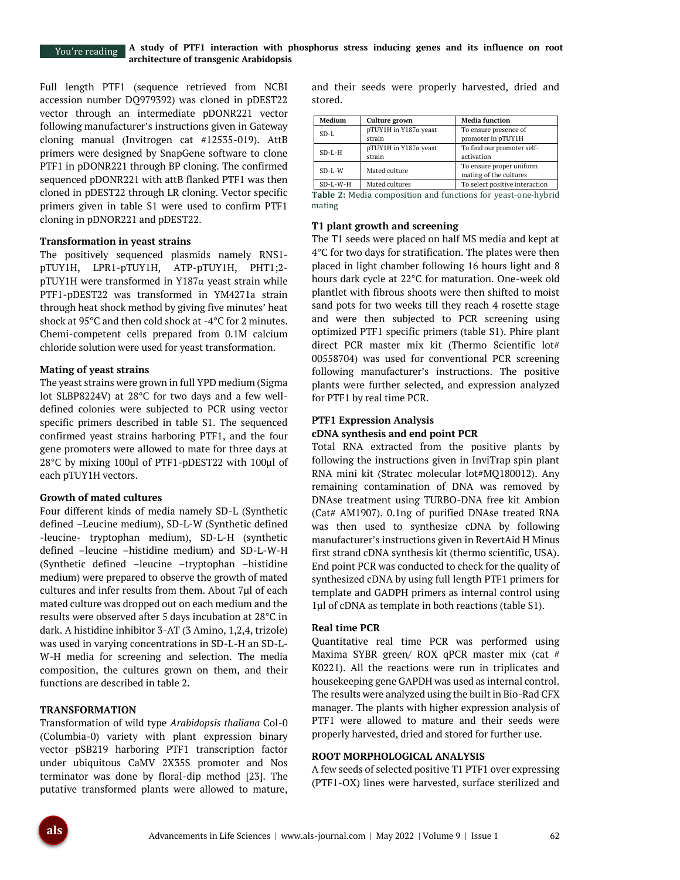Full length PTF1 (sequence retrieved from NCBI accession number DQ979392) was cloned in pDEST22 vector through an intermediate pDONR221 vector following manufacturer's instructions given in Gateway cloning manual (Invitrogen cat #12535-019). AttB primers were designed by SnapGene software to clone PTF1 in pDONR221 through BP cloning. The confirmed sequenced pDONR221 with attB flanked PTF1 was then cloned in pDEST22 through LR cloning. Vector specific primers given in table S1 were used to confirm PTF1 cloning in pDNOR221 and pDEST22.

### Transformation in yeast strains

The positively sequenced plasmids namely RNS1-pTUY1H, LPR1-pTUY1H, ATP-pTUY1H, PHT1;2-pTUY1H were transformed in Y187α yeast strain while PTF1-pDEST22 was transformed in YM4271a strain through heat shock method by giving five minutes' heat shock at 95°C and then cold shock at -4°C for 2 minutes. Chemi-competent cells prepared from 0.1M calcium chloride solution were used for yeast transformation.

### Mating of yeast strains

The yeast strains were grown in full YPD medium (Sigma lot SLBP8224V) at 28°C for two days and a few well-defined colonies were subjected to PCR using vector specific primers described in table S1. The sequenced confirmed yeast strains harboring PTF1, and the four gene promoters were allowed to mate for three days at 28°C by mixing 100µl of PTF1-pDEST22 with 100µl of each pTUY1H vectors.

### Growth of mated cultures

Four different kinds of media namely SD-L (Synthetic defined –Leucine medium), SD-L-W (Synthetic defined -leucine- tryptophan medium), SD-L-H (synthetic defined –leucine –histidine medium) and SD-L-W-H (Synthetic defined –leucine –tryptophan –histidine medium) were prepared to observe the growth of mated cultures and infer results from them. About 7µl of each mated culture was dropped out on each medium and the results were observed after 5 days incubation at 28°C in dark. A histidine inhibitor 3-AT (3 Amino, 1,2,4, trizole) was used in varying concentrations in SD-L-H an SD-L-W-H media for screening and selection. The media composition, the cultures grown on them, and their functions are described in table 2.

## TRANSFORMATION

Transformation of wild type *Arabidopsis thaliana* Col-0 (Columbia-0) variety with plant expression binary vector pSB219 harboring PTF1 transcription factor under ubiquitous CaMV 2X35S promoter and Nos terminator was done by floral-dip method [23]. The putative transformed plants were allowed to mature, and their seeds were properly harvested, dried and stored.

| Medium | Culture grown | Media function |
|---|---|---|
| SD-L | pTUY1H in Y187α yeast strain | To ensure presence of promoter in pTUY1H |
| SD-L-H | pTUY1H in Y187α yeast strain | To find our promoter self-activation |
| SD-L-W | Mated culture | To ensure proper uniform mating of the cultures |
| SD-L-W-H | Mated cultures | To select positive interaction |

**Table 2:** Media composition and functions for yeast-one-hybrid mating

### T1 plant growth and screening

The T1 seeds were placed on half MS media and kept at 4°C for two days for stratification. The plates were then placed in light chamber following 16 hours light and 8 hours dark cycle at 22°C for maturation. One-week old plantlet with fibrous shoots were then shifted to moist sand pots for two weeks till they reach 4 rosette stage and were then subjected to PCR screening using optimized PTF1 specific primers (table S1). Phire plant direct PCR master mix kit (Thermo Scientific lot# 00558704) was used for conventional PCR screening following manufacturer's instructions. The positive plants were further selected, and expression analyzed for PTF1 by real time PCR.

### PTF1 Expression Analysis

### cDNA synthesis and end point PCR

Total RNA extracted from the positive plants by following the instructions given in InviTrap spin plant RNA mini kit (Stratec molecular lot#MQ180012). Any remaining contamination of DNA was removed by DNAse treatment using TURBO-DNA free kit Ambion (Cat# AM1907). 0.1ng of purified DNAse treated RNA was then used to synthesize cDNA by following manufacturer's instructions given in RevertAid H Minus first strand cDNA synthesis kit (thermo scientific, USA). End point PCR was conducted to check for the quality of synthesized cDNA by using full length PTF1 primers for template and GADPH primers as internal control using 1µl of cDNA as template in both reactions (table S1).

### Real time PCR

Quantitative real time PCR was performed using Maxima SYBR green/ ROX qPCR master mix (cat # K0221). All the reactions were run in triplicates and housekeeping gene GAPDH was used as internal control. The results were analyzed using the built in Bio-Rad CFX manager. The plants with higher expression analysis of PTF1 were allowed to mature and their seeds were properly harvested, dried and stored for further use.

## ROOT MORPHOLOGICAL ANALYSIS

A few seeds of selected positive T1 PTF1 over expressing (PTF1-OX) lines were harvested, surface sterilized and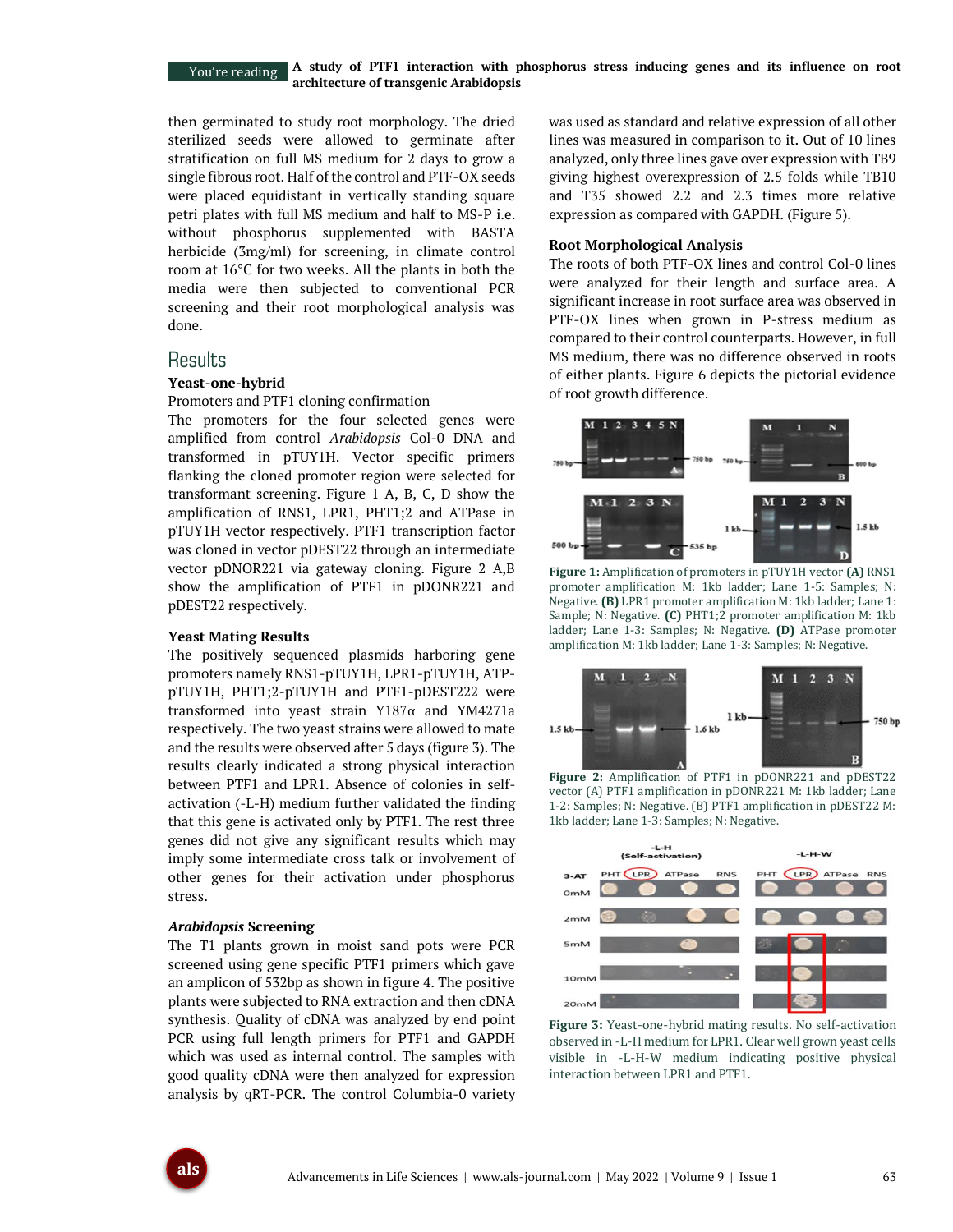then germinated to study root morphology. The dried sterilized seeds were allowed to germinate after stratification on full MS medium for 2 days to grow a single fibrous root. Half of the control and PTF-OX seeds were placed equidistant in vertically standing square petri plates with full MS medium and half to MS-P i.e. without phosphorus supplemented with BASTA herbicide (3mg/ml) for screening, in climate control room at 16°C for two weeks. All the plants in both the media were then subjected to conventional PCR screening and their root morphological analysis was done.

## Results

### Yeast-one-hybrid

Promoters and PTF1 cloning confirmation

The promoters for the four selected genes were amplified from control *Arabidopsis* Col-0 DNA and transformed in pTUY1H. Vector specific primers flanking the cloned promoter region were selected for transformant screening. Figure 1 A, B, C, D show the amplification of RNS1, LPR1, PHT1;2 and ATPase in pTUY1H vector respectively. PTF1 transcription factor was cloned in vector pDEST22 through an intermediate vector pDNOR221 via gateway cloning. Figure 2 A,B show the amplification of PTF1 in pDONR221 and pDEST22 respectively.

### Yeast Mating Results

The positively sequenced plasmids harboring gene promoters namely RNS1-pTUY1H, LPR1-pTUY1H, ATP-pTUY1H, PHT1;2-pTUY1H and PTF1-pDEST222 were transformed into yeast strain Y187α and YM4271a respectively. The two yeast strains were allowed to mate and the results were observed after 5 days (figure 3). The results clearly indicated a strong physical interaction between PTF1 and LPR1. Absence of colonies in self-activation (-L-H) medium further validated the finding that this gene is activated only by PTF1. The rest three genes did not give any significant results which may imply some intermediate cross talk or involvement of other genes for their activation under phosphorus stress.

### *Arabidopsis* Screening

The T1 plants grown in moist sand pots were PCR screened using gene specific PTF1 primers which gave an amplicon of 532bp as shown in figure 4. The positive plants were subjected to RNA extraction and then cDNA synthesis. Quality of cDNA was analyzed by end point PCR using full length primers for PTF1 and GAPDH which was used as internal control. The samples with good quality cDNA were then analyzed for expression analysis by qRT-PCR. The control Columbia-0 variety was used as standard and relative expression of all other lines was measured in comparison to it. Out of 10 lines analyzed, only three lines gave over expression with TB9 giving highest overexpression of 2.5 folds while TB10 and T35 showed 2.2 and 2.3 times more relative expression as compared with GAPDH. (Figure 5).

### Root Morphological Analysis

The roots of both PTF-OX lines and control Col-0 lines were analyzed for their length and surface area. A significant increase in root surface area was observed in PTF-OX lines when grown in P-stress medium as compared to their control counterparts. However, in full MS medium, there was no difference observed in roots of either plants. Figure 6 depicts the pictorial evidence of root growth difference.

**Figure 1:** Amplification of promoters in pTUY1H vector **(A)** RNS1 promoter amplification M: 1kb ladder; Lane 1-5: Samples; N: Negative. **(B)** LPR1 promoter amplification M: 1kb ladder; Lane 1: Sample; N: Negative. **(C)** PHT1;2 promoter amplification M: 1kb ladder; Lane 1-3: Samples; N: Negative. **(D)** ATPase promoter amplification M: 1kb ladder; Lane 1-3: Samples; N: Negative.

**Figure 2:** Amplification of PTF1 in pDONR221 and pDEST22 vector (A) PTF1 amplification in pDONR221 M: 1kb ladder; Lane 1-2: Samples; N: Negative. (B) PTF1 amplification in pDEST22 M: 1kb ladder; Lane 1-3: Samples; N: Negative.

**Figure 3:** Yeast-one-hybrid mating results. No self-activation observed in -L-H medium for LPR1. Clear well grown yeast cells visible in -L-H-W medium indicating positive physical interaction between LPR1 and PTF1.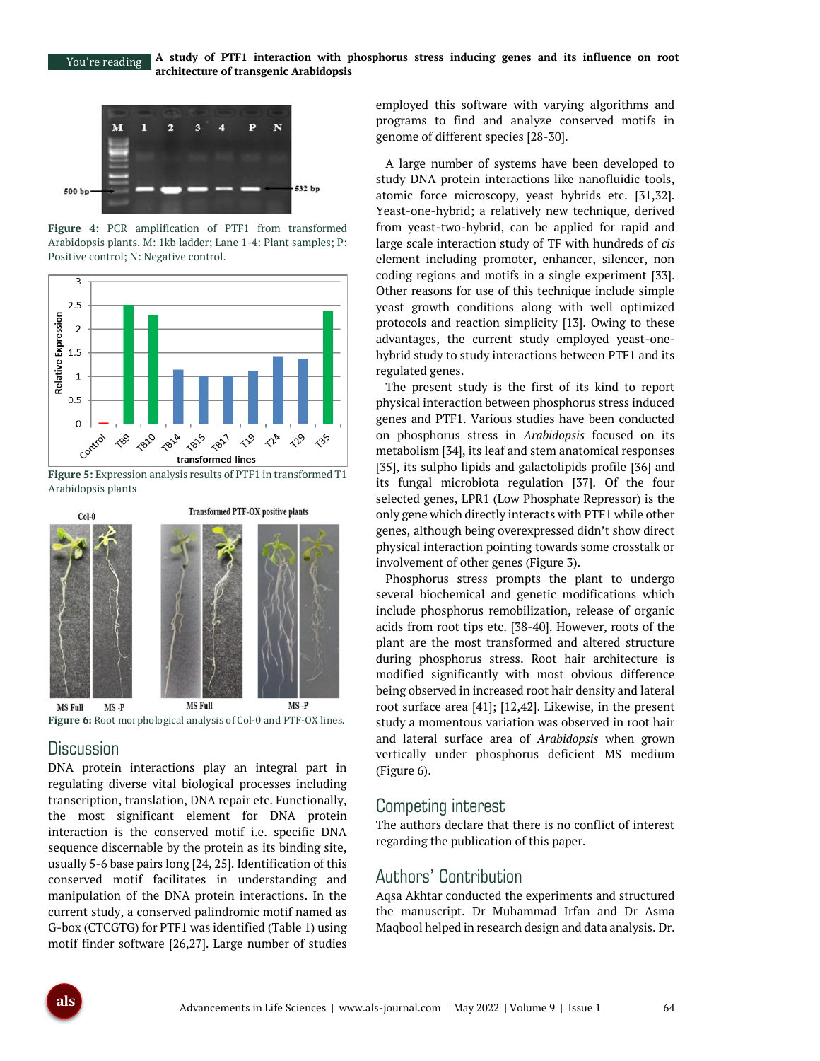Figure 4: PCR amplification of PTF1 from transformed Arabidopsis plants. M: 1kb ladder; Lane 1-4: Plant samples; P: Positive control; N: Negative control.

Figure 5: Expression analysis results of PTF1 in transformed T1 Arabidopsis plants

Figure 6: Root morphological analysis of Col-0 and PTF-OX lines.

## Discussion

DNA protein interactions play an integral part in regulating diverse vital biological processes including transcription, translation, DNA repair etc. Functionally, the most significant element for DNA protein interaction is the conserved motif i.e. specific DNA sequence discernable by the protein as its binding site, usually 5-6 base pairs long [24, 25]. Identification of this conserved motif facilitates in understanding and manipulation of the DNA protein interactions. In the current study, a conserved palindromic motif named as G-box (CTCGTG) for PTF1 was identified (Table 1) using motif finder software [26,27]. Large number of studies employed this software with varying algorithms and programs to find and analyze conserved motifs in genome of different species [28-30].

A large number of systems have been developed to study DNA protein interactions like nanofluidic tools, atomic force microscopy, yeast hybrids etc. [31,32]. Yeast-one-hybrid; a relatively new technique, derived from yeast-two-hybrid, can be applied for rapid and large scale interaction study of TF with hundreds of *cis* element including promoter, enhancer, silencer, non coding regions and motifs in a single experiment [33]. Other reasons for use of this technique include simple yeast growth conditions along with well optimized protocols and reaction simplicity [13]. Owing to these advantages, the current study employed yeast-one-hybrid study to study interactions between PTF1 and its regulated genes.

The present study is the first of its kind to report physical interaction between phosphorus stress induced genes and PTF1. Various studies have been conducted on phosphorus stress in *Arabidopsis* focused on its metabolism [34], its leaf and stem anatomical responses [35], its sulpho lipids and galactolipids profile [36] and its fungal microbiota regulation [37]. Of the four selected genes, LPR1 (Low Phosphate Repressor) is the only gene which directly interacts with PTF1 while other genes, although being overexpressed didn't show direct physical interaction pointing towards some crosstalk or involvement of other genes (Figure 3).

Phosphorus stress prompts the plant to undergo several biochemical and genetic modifications which include phosphorus remobilization, release of organic acids from root tips etc. [38-40]. However, roots of the plant are the most transformed and altered structure during phosphorus stress. Root hair architecture is modified significantly with most obvious difference being observed in increased root hair density and lateral root surface area [41]; [12,42]. Likewise, in the present study a momentous variation was observed in root hair and lateral surface area of *Arabidopsis* when grown vertically under phosphorus deficient MS medium (Figure 6).

## Competing interest

The authors declare that there is no conflict of interest regarding the publication of this paper.

## Authors' Contribution

Aqsa Akhtar conducted the experiments and structured the manuscript. Dr Muhammad Irfan and Dr Asma Maqbool helped in research design and data analysis. Dr.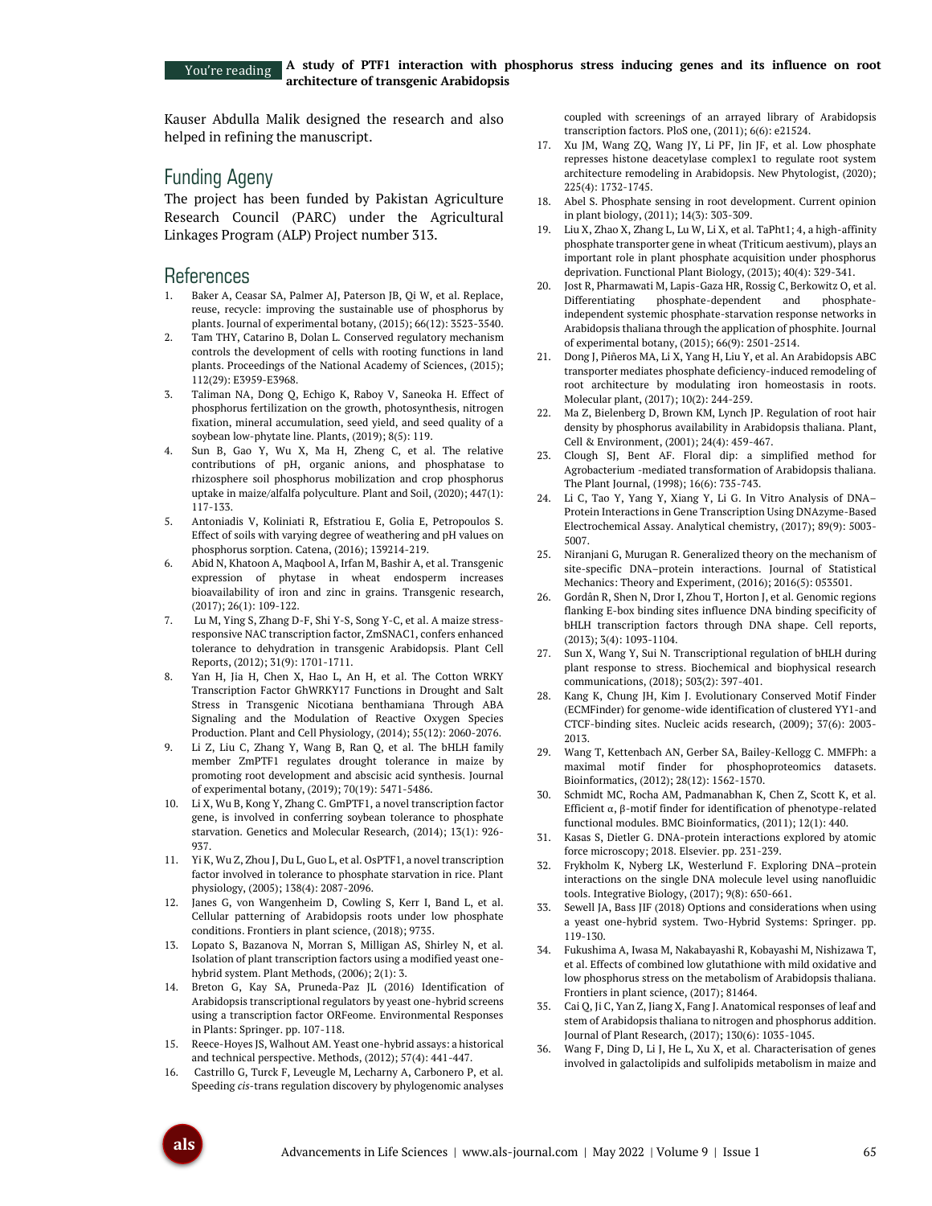Kauser Abdulla Malik designed the research and also helped in refining the manuscript.

## Funding Ageny

The project has been funded by Pakistan Agriculture Research Council (PARC) under the Agricultural Linkages Program (ALP) Project number 313.

## References

1. Baker A, Ceasar SA, Palmer AJ, Paterson JB, Qi W, et al. Replace, reuse, recycle: improving the sustainable use of phosphorus by plants. Journal of experimental botany, (2015); 66(12): 3523-3540.
2. Tam THY, Catarino B, Dolan L. Conserved regulatory mechanism controls the development of cells with rooting functions in land plants. Proceedings of the National Academy of Sciences, (2015); 112(29): E3959-E3968.
3. Taliman NA, Dong Q, Echigo K, Raboy V, Saneoka H. Effect of phosphorus fertilization on the growth, photosynthesis, nitrogen fixation, mineral accumulation, seed yield, and seed quality of a soybean low-phytate line. Plants, (2019); 8(5): 119.
4. Sun B, Gao Y, Wu X, Ma H, Zheng C, et al. The relative contributions of pH, organic anions, and phosphatase to rhizosphere soil phosphorus mobilization and crop phosphorus uptake in maize/alfalfa polyculture. Plant and Soil, (2020); 447(1): 117-133.
5. Antoniadis V, Koliniati R, Efstratiou E, Golia E, Petropoulos S. Effect of soils with varying degree of weathering and pH values on phosphorus sorption. Catena, (2016); 139214-219.
6. Abid N, Khatoon A, Maqbool A, Irfan M, Bashir A, et al. Transgenic expression of phytase in wheat endosperm increases bioavailability of iron and zinc in grains. Transgenic research, (2017); 26(1): 109-122.
7. Lu M, Ying S, Zhang D-F, Shi Y-S, Song Y-C, et al. A maize stress-responsive NAC transcription factor, ZmSNAC1, confers enhanced tolerance to dehydration in transgenic Arabidopsis. Plant Cell Reports, (2012); 31(9): 1701-1711.
8. Yan H, Jia H, Chen X, Hao L, An H, et al. The Cotton WRKY Transcription Factor GhWRKY17 Functions in Drought and Salt Stress in Transgenic Nicotiana benthamiana Through ABA Signaling and the Modulation of Reactive Oxygen Species Production. Plant and Cell Physiology, (2014); 55(12): 2060-2076.
9. Li Z, Liu C, Zhang Y, Wang B, Ran Q, et al. The bHLH family member ZmPTF1 regulates drought tolerance in maize by promoting root development and abscisic acid synthesis. Journal of experimental botany, (2019); 70(19): 5471-5486.
10. Li X, Wu B, Kong Y, Zhang C. GmPTF1, a novel transcription factor gene, is involved in conferring soybean tolerance to phosphate starvation. Genetics and Molecular Research, (2014); 13(1): 926-937.
11. Yi K, Wu Z, Zhou J, Du L, Guo L, et al. OsPTF1, a novel transcription factor involved in tolerance to phosphate starvation in rice. Plant physiology, (2005); 138(4): 2087-2096.
12. Janes G, von Wangenheim D, Cowling S, Kerr I, Band L, et al. Cellular patterning of Arabidopsis roots under low phosphate conditions. Frontiers in plant science, (2018); 9735.
13. Lopato S, Bazanova N, Morran S, Milligan AS, Shirley N, et al. Isolation of plant transcription factors using a modified yeast one-hybrid system. Plant Methods, (2006); 2(1): 3.
14. Breton G, Kay SA, Pruneda-Paz JL (2016) Identification of Arabidopsis transcriptional regulators by yeast one-hybrid screens using a transcription factor ORFeome. Environmental Responses in Plants: Springer. pp. 107-118.
15. Reece-Hoyes JS, Walhout AM. Yeast one-hybrid assays: a historical and technical perspective. Methods, (2012); 57(4): 441-447.
16. Castrillo G, Turck F, Leveugle M, Lecharny A, Carbonero P, et al. Speeding *cis*-trans regulation discovery by phylogenomic analyses coupled with screenings of an arrayed library of Arabidopsis transcription factors. PloS one, (2011); 6(6): e21524.
17. Xu JM, Wang ZQ, Wang JY, Li PF, Jin JF, et al. Low phosphate represses histone deacetylase complex1 to regulate root system architecture remodeling in Arabidopsis. New Phytologist, (2020); 225(4): 1732-1745.
18. Abel S. Phosphate sensing in root development. Current opinion in plant biology, (2011); 14(3): 303-309.
19. Liu X, Zhao X, Zhang L, Lu W, Li X, et al. TaPht1; 4, a high-affinity phosphate transporter gene in wheat (Triticum aestivum), plays an important role in plant phosphate acquisition under phosphorus deprivation. Functional Plant Biology, (2013); 40(4): 329-341.
20. Jost R, Pharmawati M, Lapis-Gaza HR, Rossig C, Berkowitz O, et al. Differentiating phosphate-dependent and phosphate-independent systemic phosphate-starvation response networks in Arabidopsis thaliana through the application of phosphite. Journal of experimental botany, (2015); 66(9): 2501-2514.
21. Dong J, Piñeros MA, Li X, Yang H, Liu Y, et al. An Arabidopsis ABC transporter mediates phosphate deficiency-induced remodeling of root architecture by modulating iron homeostasis in roots. Molecular plant, (2017); 10(2): 244-259.
22. Ma Z, Bielenberg D, Brown KM, Lynch JP. Regulation of root hair density by phosphorus availability in Arabidopsis thaliana. Plant, Cell & Environment, (2001); 24(4): 459-467.
23. Clough SJ, Bent AF. Floral dip: a simplified method for Agrobacterium -mediated transformation of Arabidopsis thaliana. The Plant Journal, (1998); 16(6): 735-743.
24. Li C, Tao Y, Yang Y, Xiang Y, Li G. In Vitro Analysis of DNA–Protein Interactions in Gene Transcription Using DNAzyme-Based Electrochemical Assay. Analytical chemistry, (2017); 89(9): 5003-5007.
25. Niranjani G, Murugan R. Generalized theory on the mechanism of site-specific DNA–protein interactions. Journal of Statistical Mechanics: Theory and Experiment, (2016); 2016(5): 053501.
26. Gordân R, Shen N, Dror I, Zhou T, Horton J, et al. Genomic regions flanking E-box binding sites influence DNA binding specificity of bHLH transcription factors through DNA shape. Cell reports, (2013); 3(4): 1093-1104.
27. Sun X, Wang Y, Sui N. Transcriptional regulation of bHLH during plant response to stress. Biochemical and biophysical research communications, (2018); 503(2): 397-401.
28. Kang K, Chung JH, Kim J. Evolutionary Conserved Motif Finder (ECMFinder) for genome-wide identification of clustered YY1-and CTCF-binding sites. Nucleic acids research, (2009); 37(6): 2003-2013.
29. Wang T, Kettenbach AN, Gerber SA, Bailey-Kellogg C. MMFPh: a maximal motif finder for phosphoproteomics datasets. Bioinformatics, (2012); 28(12): 1562-1570.
30. Schmidt MC, Rocha AM, Padmanabhan K, Chen Z, Scott K, et al. Efficient α, β-motif finder for identification of phenotype-related functional modules. BMC Bioinformatics, (2011); 12(1): 440.
31. Kasas S, Dietler G. DNA-protein interactions explored by atomic force microscopy; 2018. Elsevier. pp. 231-239.
32. Frykholm K, Nyberg LK, Westerlund F. Exploring DNA–protein interactions on the single DNA molecule level using nanofluidic tools. Integrative Biology, (2017); 9(8): 650-661.
33. Sewell JA, Bass JIF (2018) Options and considerations when using a yeast one-hybrid system. Two-Hybrid Systems: Springer. pp. 119-130.
34. Fukushima A, Iwasa M, Nakabayashi R, Kobayashi M, Nishizawa T, et al. Effects of combined low glutathione with mild oxidative and low phosphorus stress on the metabolism of Arabidopsis thaliana. Frontiers in plant science, (2017); 81464.
35. Cai Q, Ji C, Yan Z, Jiang X, Fang J. Anatomical responses of leaf and stem of Arabidopsis thaliana to nitrogen and phosphorus addition. Journal of Plant Research, (2017); 130(6): 1035-1045.
36. Wang F, Ding D, Li J, He L, Xu X, et al. Characterisation of genes involved in galactolipids and sulfolipids metabolism in maize and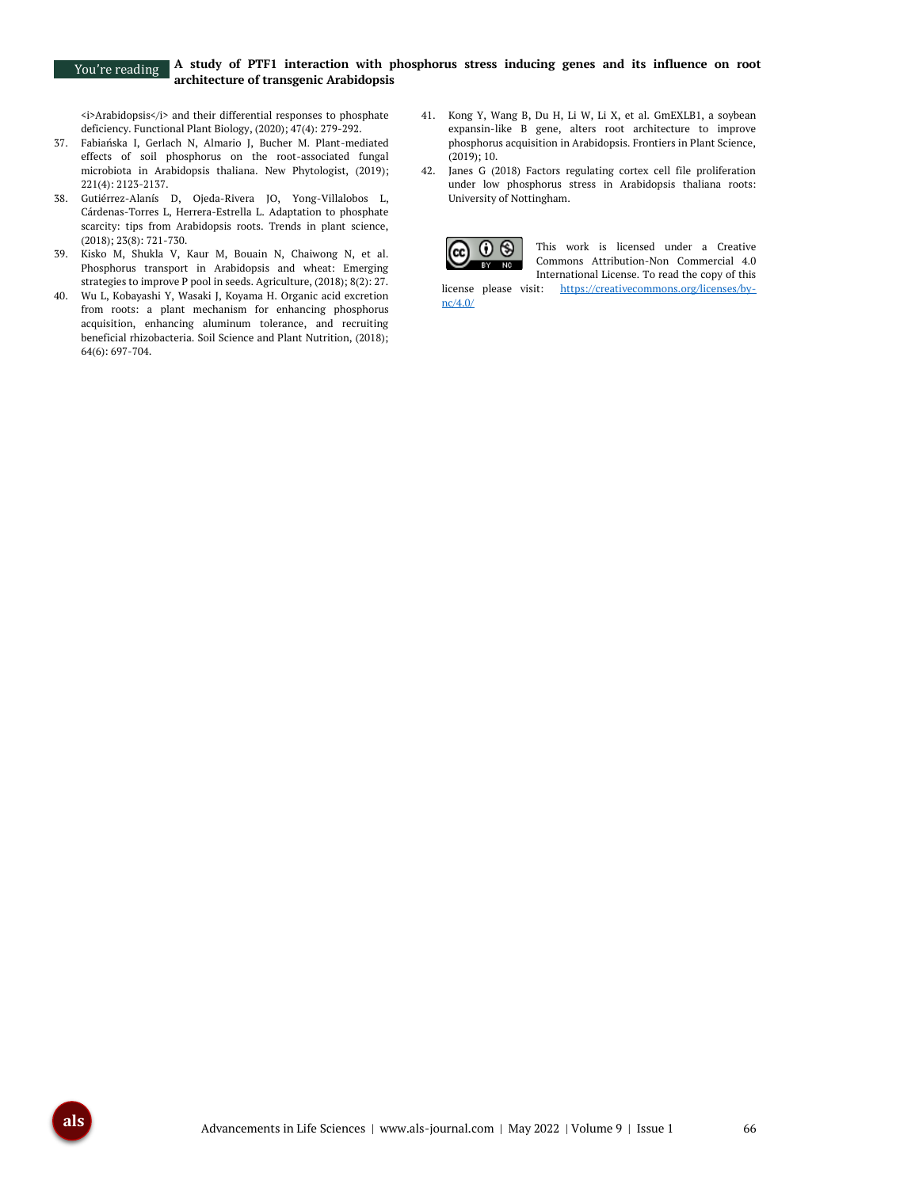<i>Arabidopsis</i> and their differential responses to phosphate deficiency. Functional Plant Biology, (2020); 47(4): 279-292.

37. Fabiańska I, Gerlach N, Almario J, Bucher M. Plant-mediated effects of soil phosphorus on the root-associated fungal microbiota in Arabidopsis thaliana. New Phytologist, (2019); 221(4): 2123-2137.
38. Gutiérrez-Alanís D, Ojeda-Rivera JO, Yong-Villalobos L, Cárdenas-Torres L, Herrera-Estrella L. Adaptation to phosphate scarcity: tips from Arabidopsis roots. Trends in plant science, (2018); 23(8): 721-730.
39. Kisko M, Shukla V, Kaur M, Bouain N, Chaiwong N, et al. Phosphorus transport in Arabidopsis and wheat: Emerging strategies to improve P pool in seeds. Agriculture, (2018); 8(2): 27.
40. Wu L, Kobayashi Y, Wasaki J, Koyama H. Organic acid excretion from roots: a plant mechanism for enhancing phosphorus acquisition, enhancing aluminum tolerance, and recruiting beneficial rhizobacteria. Soil Science and Plant Nutrition, (2018); 64(6): 697-704.
41. Kong Y, Wang B, Du H, Li W, Li X, et al. GmEXLB1, a soybean expansin-like B gene, alters root architecture to improve phosphorus acquisition in Arabidopsis. Frontiers in Plant Science, (2019); 10.
42. Janes G (2018) Factors regulating cortex cell file proliferation under low phosphorus stress in Arabidopsis thaliana roots: University of Nottingham.

This work is licensed under a Creative Commons Attribution-Non Commercial 4.0 International License. To read the copy of this license please visit: https://creativecommons.org/licenses/by-nc/4.0/